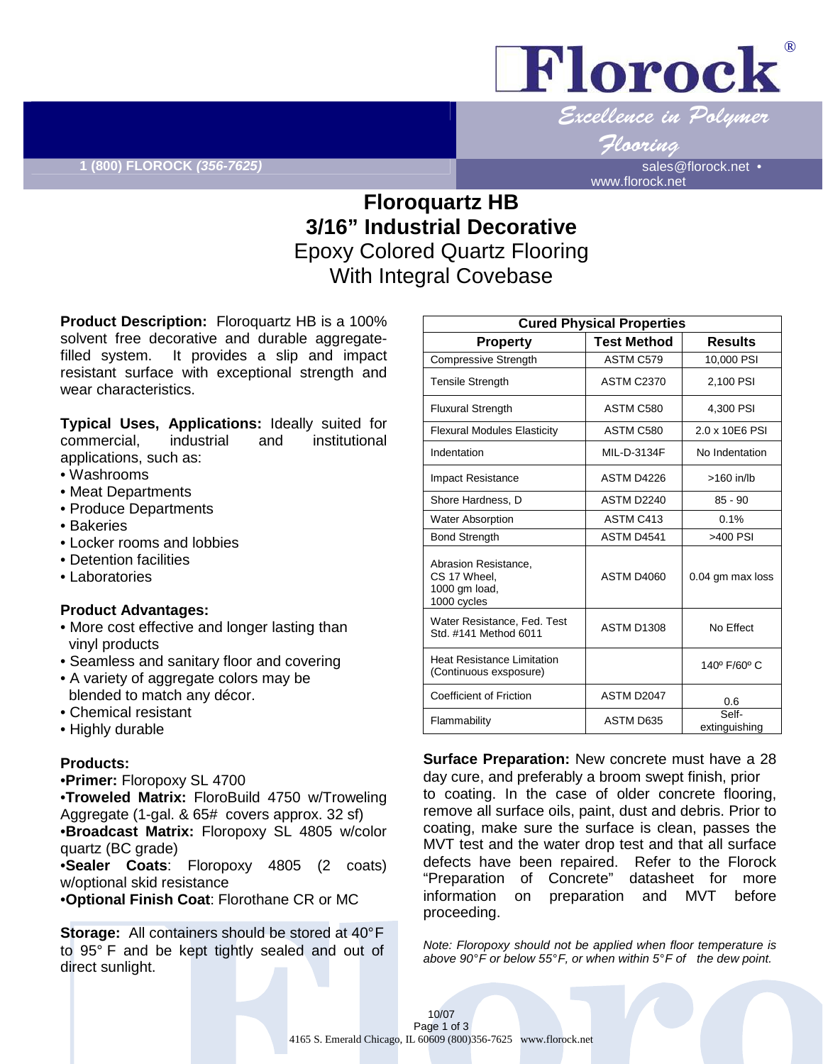# Florock®

*Excellence in Polymer Flooring*

1 (800) FLOROCK *(356-7625)* sales@florock.net • www.florock.net

# Floroquartz HB
## 3/16" Industrial Decorative
## Epoxy Colored Quartz Flooring With Integral Covebase

**Product Description:** Floroquartz HB is a 100% solvent free decorative and durable aggregate-filled system. It provides a slip and impact resistant surface with exceptional strength and wear characteristics.

**Typical Uses, Applications:** Ideally suited for commercial, industrial and institutional applications, such as:

- Washrooms
- Meat Departments
- Produce Departments
- Bakeries
- Locker rooms and lobbies
- Detention facilities
- Laboratories

**Product Advantages:**

- More cost effective and longer lasting than vinyl products
- Seamless and sanitary floor and covering
- A variety of aggregate colors may be blended to match any décor.
- Chemical resistant
- Highly durable

**Products:**

- **Primer:** Floropoxy SL 4700
- **Troweled Matrix:** FloroBuild 4750 w/Troweling Aggregate (1-gal. & 65# covers approx. 32 sf)
- **Broadcast Matrix:** Floropoxy SL 4805 w/color quartz (BC grade)
- **Sealer Coats**: Floropoxy 4805 (2 coats) w/optional skid resistance
- **Optional Finish Coat**: Florothane CR or MC

**Storage:** All containers should be stored at 40°F to 95° F and be kept tightly sealed and out of direct sunlight.

| Cured Physical Properties | | |
|---|---|---|
| **Property** | **Test Method** | **Results** |
| Compressive Strength | ASTM C579 | 10,000 PSI |
| Tensile Strength | ASTM C2370 | 2,100 PSI |
| Fluxural Strength | ASTM C580 | 4,300 PSI |
| Flexural Modules Elasticity | ASTM C580 | 2.0 x 10E6 PSI |
| Indentation | MIL-D-3134F | No Indentation |
| Impact Resistance | ASTM D4226 | >160 in/lb |
| Shore Hardness, D | ASTM D2240 | 85 - 90 |
| Water Absorption | ASTM C413 | 0.1% |
| Bond Strength | ASTM D4541 | >400 PSI |
| Abrasion Resistance, CS 17 Wheel, 1000 gm load, 1000 cycles | ASTM D4060 | 0.04 gm max loss |
| Water Resistance, Fed. Test Std. #141 Method 6011 | ASTM D1308 | No Effect |
| Heat Resistance Limitation (Continuous exsposure) | | 140º F/60º C |
| Coefficient of Friction | ASTM D2047 | 0.6 |
| Flammability | ASTM D635 | Self-extinguishing |

**Surface Preparation:** New concrete must have a 28 day cure, and preferably a broom swept finish, prior to coating. In the case of older concrete flooring, remove all surface oils, paint, dust and debris. Prior to coating, make sure the surface is clean, passes the MVT test and the water drop test and that all surface defects have been repaired. Refer to the Florock "Preparation of Concrete" datasheet for more information on preparation and MVT before proceeding.

*Note: Floropoxy should not be applied when floor temperature is above 90°F or below 55°F, or when within 5°F of the dew point.*

10/07

4165 S. Emerald Chicago, IL 60609 (800)356-7625 www.florock.net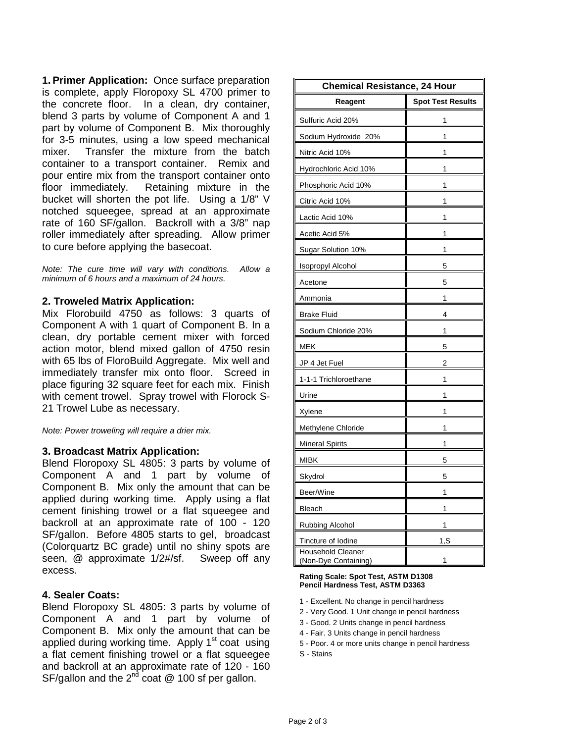**1. Primer Application:** Once surface preparation is complete, apply Floropoxy SL 4700 primer to the concrete floor. In a clean, dry container, blend 3 parts by volume of Component A and 1 part by volume of Component B. Mix thoroughly for 3-5 minutes, using a low speed mechanical mixer. Transfer the mixture from the batch container to a transport container. Remix and pour entire mix from the transport container onto floor immediately. Retaining mixture in the bucket will shorten the pot life. Using a 1/8" V notched squeegee, spread at an approximate rate of 160 SF/gallon. Backroll with a 3/8" nap roller immediately after spreading. Allow primer to cure before applying the basecoat.

*Note: The cure time will vary with conditions. Allow a minimum of 6 hours and a maximum of 24 hours.*

### 2. Troweled Matrix Application:

Mix Florobuild 4750 as follows: 3 quarts of Component A with 1 quart of Component B. In a clean, dry portable cement mixer with forced action motor, blend mixed gallon of 4750 resin with 65 lbs of FloroBuild Aggregate. Mix well and immediately transfer mix onto floor. Screed in place figuring 32 square feet for each mix. Finish with cement trowel. Spray trowel with Florock S-21 Trowel Lube as necessary.

*Note: Power troweling will require a drier mix.*

### 3. Broadcast Matrix Application:

Blend Floropoxy SL 4805: 3 parts by volume of Component A and 1 part by volume of Component B. Mix only the amount that can be applied during working time. Apply using a flat cement finishing trowel or a flat squeegee and backroll at an approximate rate of 100 - 120 SF/gallon. Before 4805 starts to gel, broadcast (Colorquartz BC grade) until no shiny spots are seen, @ approximate 1/2#/sf. Sweep off any excess.

### 4. Sealer Coats:

Blend Floropoxy SL 4805: 3 parts by volume of Component A and 1 part by volume of Component B. Mix only the amount that can be applied during working time. Apply 1st coat using a flat cement finishing trowel or a flat squeegee and backroll at an approximate rate of 120 - 160 SF/gallon and the 2nd coat @ 100 sf per gallon.

**Chemical Resistance, 24 Hour**

| Reagent | Spot Test Results |
|---|---|
| Sulfuric Acid 20% | 1 |
| Sodium Hydroxide 20% | 1 |
| Nitric Acid 10% | 1 |
| Hydrochloric Acid 10% | 1 |
| Phosphoric Acid 10% | 1 |
| Citric Acid 10% | 1 |
| Lactic Acid 10% | 1 |
| Acetic Acid 5% | 1 |
| Sugar Solution 10% | 1 |
| Isopropyl Alcohol | 5 |
| Acetone | 5 |
| Ammonia | 1 |
| Brake Fluid | 4 |
| Sodium Chloride 20% | 1 |
| MEK | 5 |
| JP 4 Jet Fuel | 2 |
| 1-1-1 Trichloroethane | 1 |
| Urine | 1 |
| Xylene | 1 |
| Methylene Chloride | 1 |
| Mineral Spirits | 1 |
| MIBK | 5 |
| Skydrol | 5 |
| Beer/Wine | 1 |
| Bleach | 1 |
| Rubbing Alcohol | 1 |
| Tincture of Iodine | 1,S |
| Household Cleaner (Non-Dye Containing) | 1 |

**Rating Scale: Spot Test, ASTM D1308**
**Pencil Hardness Test, ASTM D3363**

1 - Excellent. No change in pencil hardness
2 - Very Good. 1 Unit change in pencil hardness
3 - Good. 2 Units change in pencil hardness
4 - Fair. 3 Units change in pencil hardness
5 - Poor. 4 or more units change in pencil hardness
S - Stains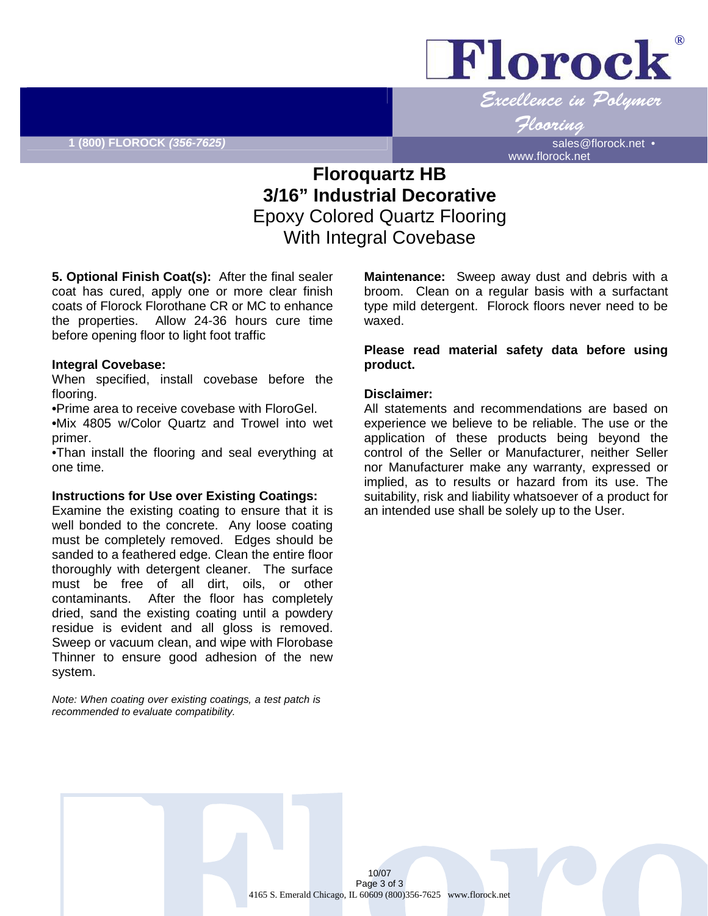# Floroquartz HB

## 3/16" Industrial Decorative

Epoxy Colored Quartz Flooring
With Integral Covebase

**5. Optional Finish Coat(s):** After the final sealer coat has cured, apply one or more clear finish coats of Florock Florothane CR or MC to enhance the properties. Allow 24-36 hours cure time before opening floor to light foot traffic

**Integral Covebase:**

When specified, install covebase before the flooring.

- Prime area to receive covebase with FloroGel.
- Mix 4805 w/Color Quartz and Trowel into wet primer.
- Than install the flooring and seal everything at one time.

**Instructions for Use over Existing Coatings:**

Examine the existing coating to ensure that it is well bonded to the concrete. Any loose coating must be completely removed. Edges should be sanded to a feathered edge. Clean the entire floor thoroughly with detergent cleaner. The surface must be free of all dirt, oils, or other contaminants. After the floor has completely dried, sand the existing coating until a powdery residue is evident and all gloss is removed. Sweep or vacuum clean, and wipe with Florobase Thinner to ensure good adhesion of the new system.

*Note: When coating over existing coatings, a test patch is recommended to evaluate compatibility.*

**Maintenance:** Sweep away dust and debris with a broom. Clean on a regular basis with a surfactant type mild detergent. Florock floors never need to be waxed.

**Please read material safety data before using product.**

**Disclaimer:**

All statements and recommendations are based on experience we believe to be reliable. The use or the application of these products being beyond the control of the Seller or Manufacturer, neither Seller nor Manufacturer make any warranty, expressed or implied, as to results or hazard from its use. The suitability, risk and liability whatsoever of a product for an intended use shall be solely up to the User.